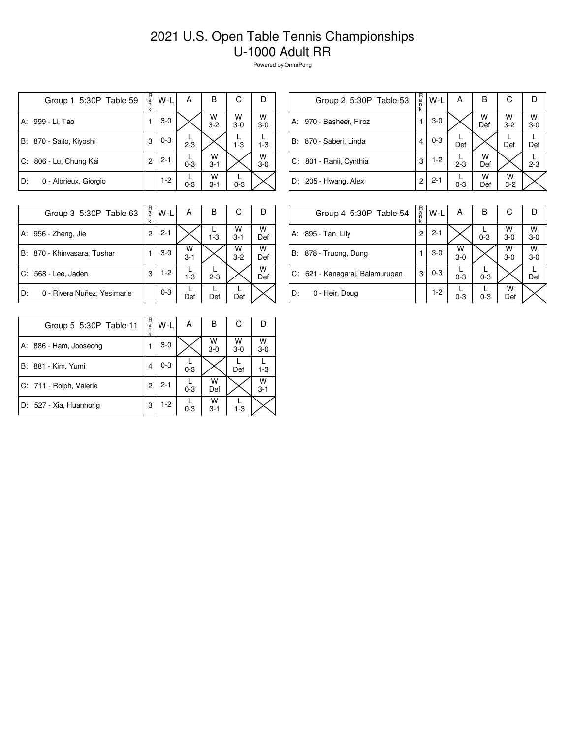# 2021 U.S. Open Table Tennis Championships
## U-1000 Adult RR

Powered by OmniPong

| Group 1 5:30P Table-59 | Rank | W-L | A | B | C | D |
|---|---|---|---|---|---|---|
| A: 999 - Li, Tao | 1 | 3-0 | | W 3-2 | W 3-0 | W 3-0 |
| B: 870 - Saito, Kiyoshi | 3 | 0-3 | L 2-3 | | L 1-3 | L 1-3 |
| C: 806 - Lu, Chung Kai | 2 | 2-1 | L 0-3 | W 3-1 | | W 3-0 |
| D: 0 - Albrieux, Giorgio | | 1-2 | L 0-3 | W 3-1 | L 0-3 | |

| Group 2 5:30P Table-53 | Rank | W-L | A | B | C | D |
|---|---|---|---|---|---|---|
| A: 970 - Basheer, Firoz | 1 | 3-0 | | W Def | W 3-2 | W 3-0 |
| B: 870 - Saberi, Linda | 4 | 0-3 | L Def | | L Def | L Def |
| C: 801 - Ranii, Cynthia | 3 | 1-2 | L 2-3 | W Def | | L 2-3 |
| D: 205 - Hwang, Alex | 2 | 2-1 | L 0-3 | W Def | W 3-2 | |

| Group 3 5:30P Table-63 | Rank | W-L | A | B | C | D |
|---|---|---|---|---|---|---|
| A: 956 - Zheng, Jie | 2 | 2-1 | | L 1-3 | W 3-1 | W Def |
| B: 870 - Khinvasara, Tushar | 1 | 3-0 | W 3-1 | | W 3-2 | W Def |
| C: 568 - Lee, Jaden | 3 | 1-2 | L 1-3 | L 2-3 | | W Def |
| D: 0 - Rivera Nuñez, Yesimarie | | 0-3 | L Def | L Def | L Def | |

| Group 4 5:30P Table-54 | Rank | W-L | A | B | C | D |
|---|---|---|---|---|---|---|
| A: 895 - Tan, Lily | 2 | 2-1 | | L 0-3 | W 3-0 | W 3-0 |
| B: 878 - Truong, Dung | 1 | 3-0 | W 3-0 | | W 3-0 | W 3-0 |
| C: 621 - Kanagaraj, Balamurugan | 3 | 0-3 | L 0-3 | L 0-3 | | L Def |
| D: 0 - Heir, Doug | | 1-2 | L 0-3 | L 0-3 | W Def | |

| Group 5 5:30P Table-11 | Rank | W-L | A | B | C | D |
|---|---|---|---|---|---|---|
| A: 886 - Ham, Jooseong | 1 | 3-0 | | W 3-0 | W 3-0 | W 3-0 |
| B: 881 - Kim, Yumi | 4 | 0-3 | L 0-3 | | L Def | L 1-3 |
| C: 711 - Rolph, Valerie | 2 | 2-1 | L 0-3 | W Def | | W 3-1 |
| D: 527 - Xia, Huanhong | 3 | 1-2 | L 0-3 | W 3-1 | L 1-3 | |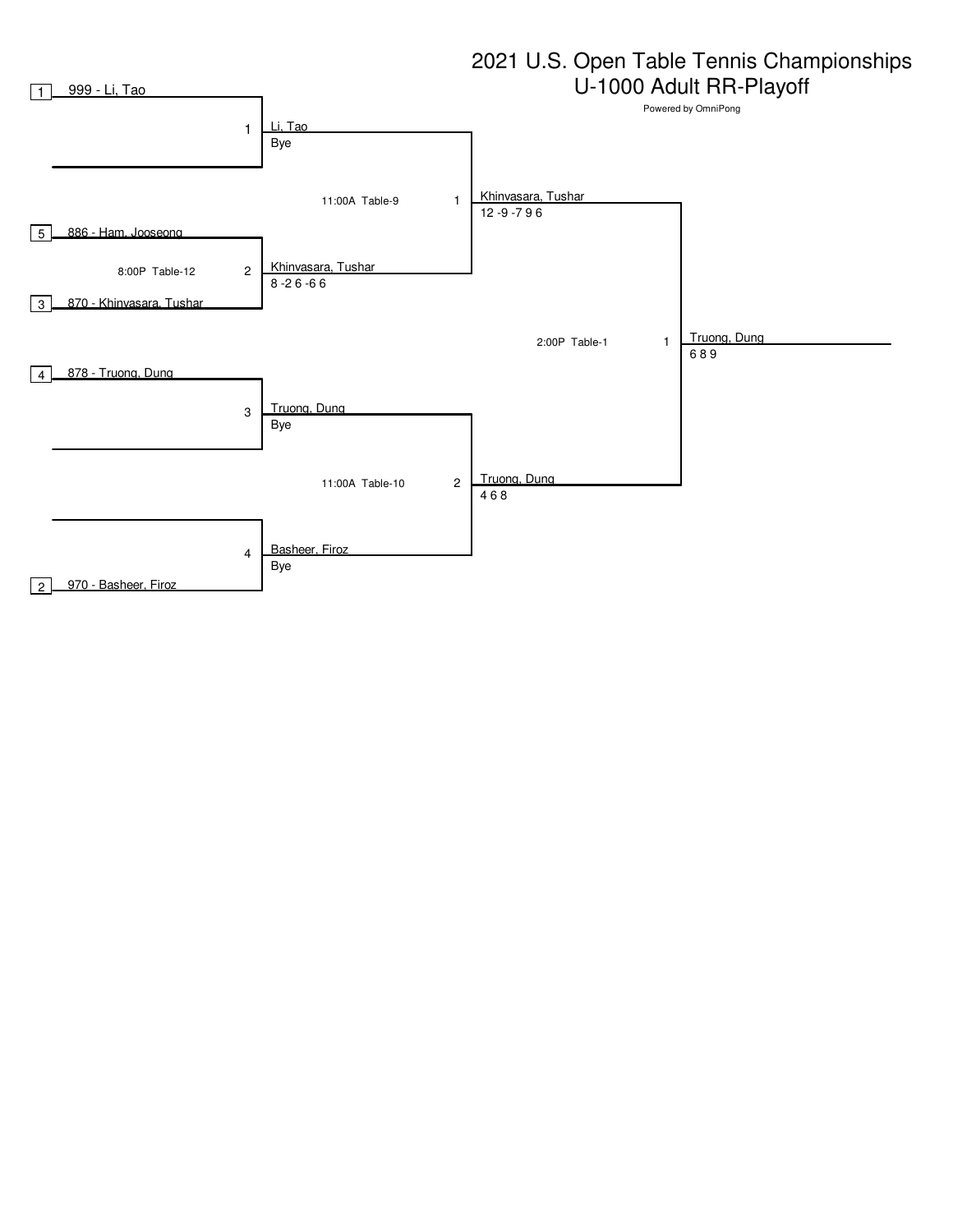# 2021 U.S. Open Table Tennis Championships

## U-1000 Adult RR-Playoff

Powered by OmniPong

1 999 - Li, Tao

1 Li, Tao
Bye

11:00A Table-9 1 Khinvasara, Tushar
12 -9 -7 9 6

5 886 - Ham, Jooseong

8:00P Table-12 2 Khinvasara, Tushar
8 -2 6 -6 6

3 870 - Khinvasara, Tushar

2:00P Table-1 1 Truong, Dung
6 8 9

4 878 - Truong, Dung

3 Truong, Dung
Bye

11:00A Table-10 2 Truong, Dung
4 6 8

4 Basheer, Firoz
Bye

2 970 - Basheer, Firoz